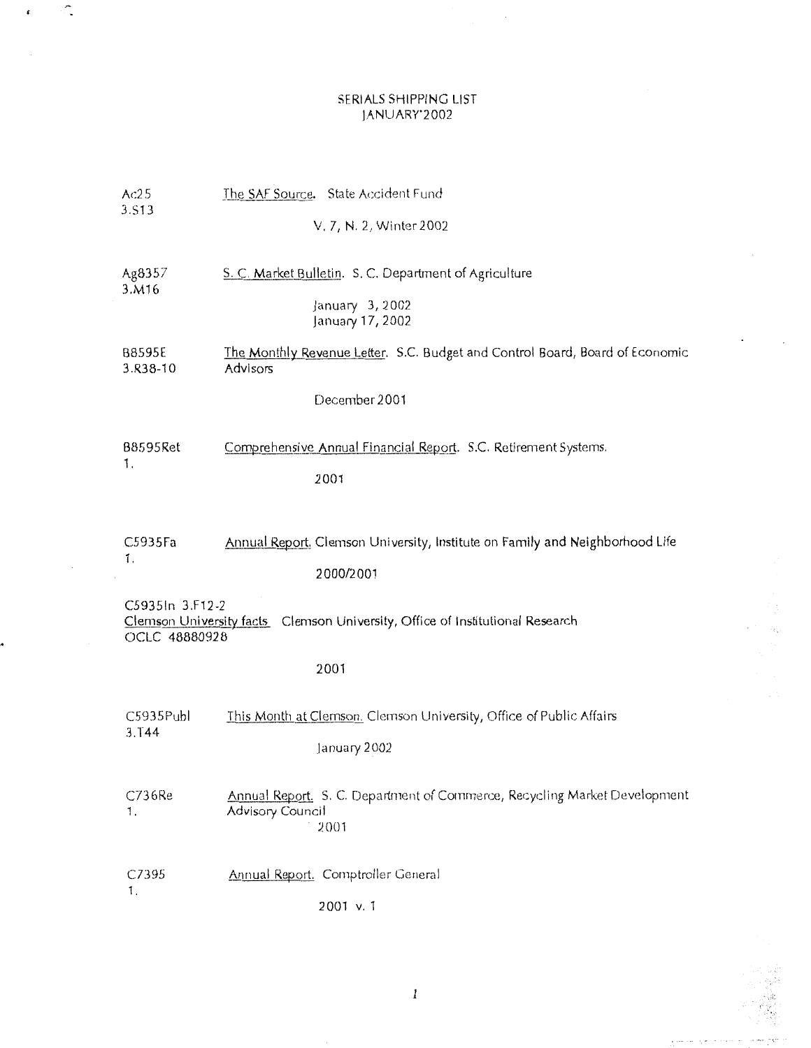# SERIALS SHIPPING LIST
# JANUARY 2002

Ac25
3.S13

The SAF Source. State Accident Fund

V. 7, N. 2, Winter 2002

Ag8357
3.M16

S. C. Market Bulletin. S. C. Department of Agriculture

January 3, 2002
January 17, 2002

B8595E
3.R38-10

The Monthly Revenue Letter. S.C. Budget and Control Board, Board of Economic Advisors

December 2001

B8595Ret
1.

Comprehensive Annual Financial Report. S.C. Retirement Systems.

2001

C5935Fa
1.

Annual Report. Clemson University, Institute on Family and Neighborhood Life

2000/2001

C5935In 3.F12-2
Clemson University facts Clemson University, Office of Institutional Research
OCLC 48880928

2001

C5935Publ
3.T44

This Month at Clemson. Clemson University, Office of Public Affairs

January 2002

C736Re
1.

Annual Report. S. C. Department of Commerce, Recycling Market Development Advisory Council

2001

C7395
1.

Annual Report. Comptroller General

2001 v. 1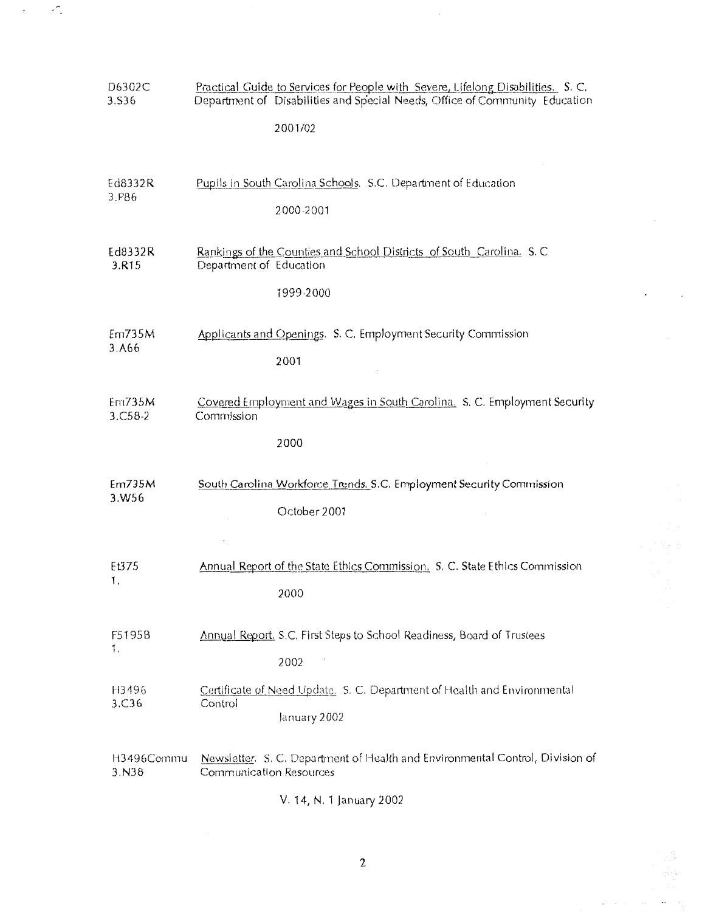D6302C
3.S36

Practical Guide to Services for People with Severe, Lifelong Disabilities. S. C. Department of Disabilities and Special Needs, Office of Community Education

2001/02

Ed8332R
3.P86

Pupils in South Carolina Schools. S.C. Department of Education

2000-2001

Ed8332R
3.R15

Rankings of the Counties and School Districts of South Carolina. S. C Department of Education

1999-2000

Em735M
3.A66

Applicants and Openings. S. C. Employment Security Commission

2001

Em735M
3.C58-2

Covered Employment and Wages in South Carolina. S. C. Employment Security Commission

2000

Em735M
3.W56

South Carolina Workforce Trends. S.C. Employment Security Commission

October 2001

Et375
1.

Annual Report of the State Ethics Commission. S. C. State Ethics Commission

2000

F5195B
1.

Annual Report. S.C. First Steps to School Readiness, Board of Trustees

2002

H3496
3.C36

Certificate of Need Update. S. C. Department of Health and Environmental Control

January 2002

H3496Commu
3.N38

Newsletter. S. C. Department of Health and Environmental Control, Division of Communication Resources

V. 14, N. 1 January 2002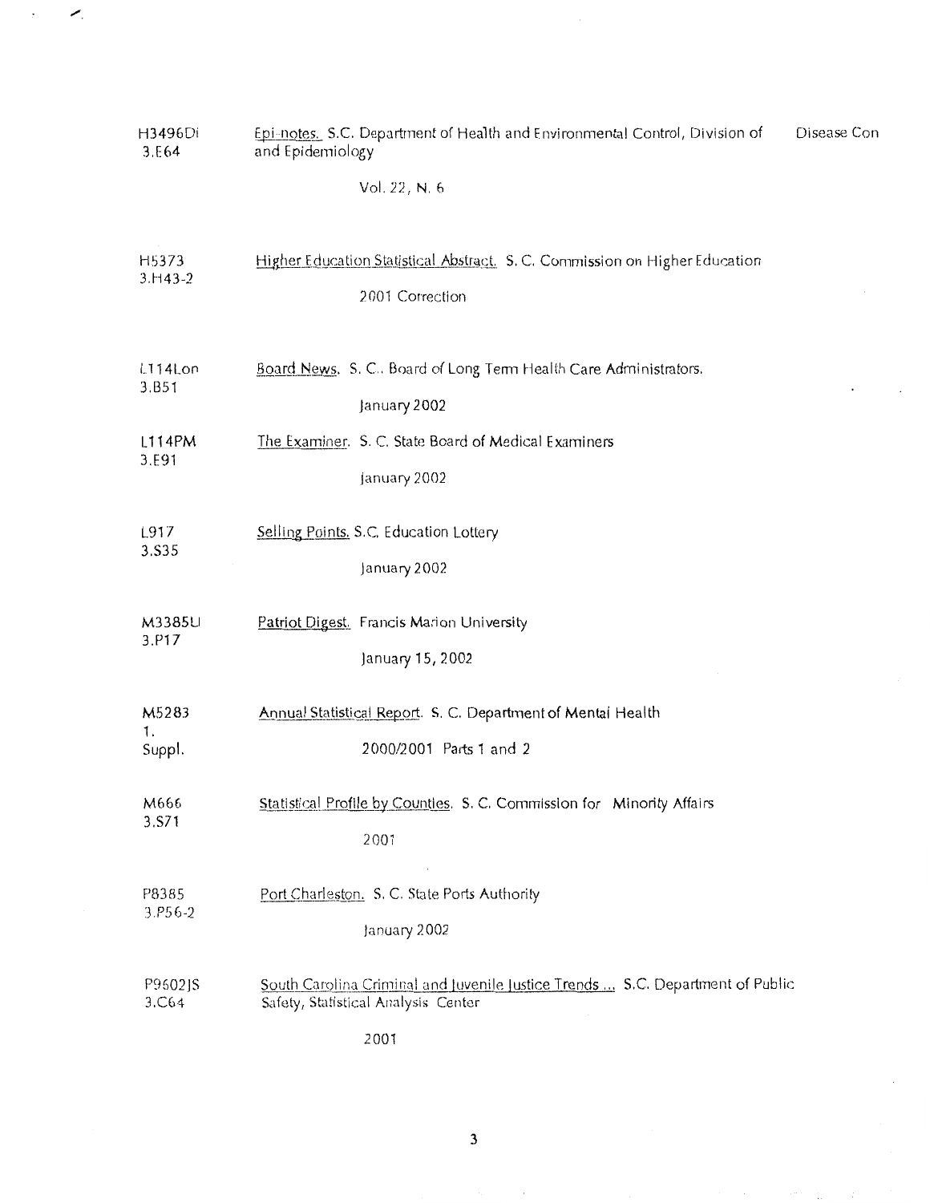| | |
|---|---|
| H3496Di<br>3.E64 | Epi-notes. S.C. Department of Health and Environmental Control, Division of Disease Con and Epidemiology<br><br>Vol. 22, N. 6 |
| H5373<br>3.H43-2 | Higher Education Statistical Abstract. S. C. Commission on Higher Education<br><br>2001 Correction |
| L114Lon<br>3.B51 | Board News. S. C. Board of Long Term Health Care Administrators.<br><br>January 2002 |
| L114PM<br>3.E91 | The Examiner. S. C. State Board of Medical Examiners<br><br>January 2002 |
| L917<br>3.S35 | Selling Points. S.C. Education Lottery<br><br>January 2002 |
| M3385U<br>3.P17 | Patriot Digest. Francis Marion University<br><br>January 15, 2002 |
| M5283<br>1.<br>Suppl. | Annual Statistical Report. S. C. Department of Mental Health<br><br>2000/2001 Parts 1 and 2 |
| M666<br>3.S71 | Statistical Profile by Counties. S. C. Commission for Minority Affairs<br><br>2001 |
| P8385<br>3.P56-2 | Port Charleston. S. C. State Ports Authority<br><br>January 2002 |
| P9602JS<br>3.C64 | South Carolina Criminal and Juvenile Justice Trends ... S.C. Department of Public Safety, Statistical Analysis Center<br><br>2001 |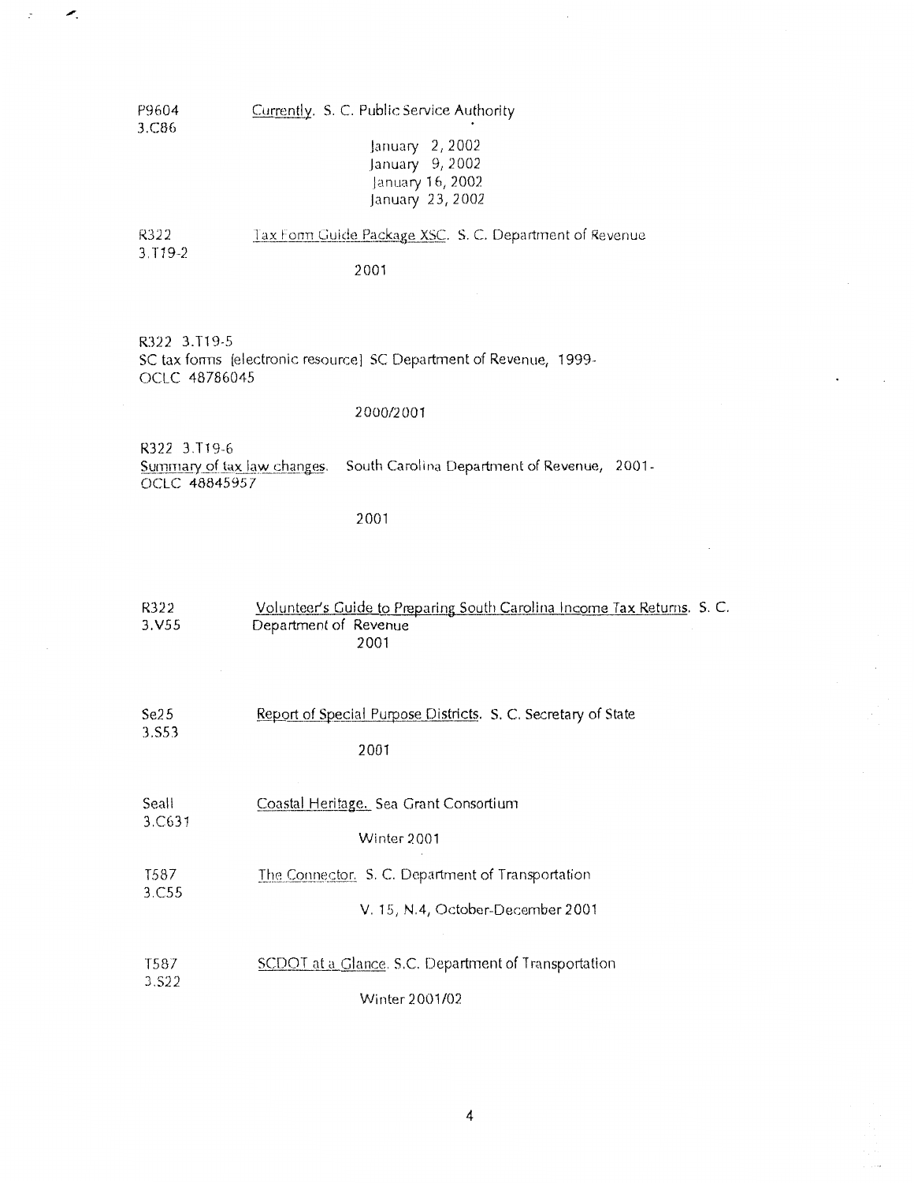P9604
3.C86

Currently. S. C. Public Service Authority

January 2, 2002
January 9, 2002
January 16, 2002
January 23, 2002

R322
3.T19-2

Tax Form Guide Package XSC. S. C. Department of Revenue

2001

R322 3.T19-5
SC tax forms [electronic resource] SC Department of Revenue, 1999-
OCLC 48786045

2000/2001

R322 3.T19-6
Summary of tax law changes. South Carolina Department of Revenue, 2001-
OCLC 48845957

2001

R322
3.V55

Volunteer's Guide to Preparing South Carolina Income Tax Returns. S. C. Department of Revenue

2001

Se25
3.S53

Report of Special Purpose Districts. S. C. Secretary of State

2001

Seall
3.C631

Coastal Heritage. Sea Grant Consortium

Winter 2001

T587
3.C55

The Connector. S. C. Department of Transportation

V. 15, N.4, October-December 2001

T587
3.S22

SCDOT at a Glance. S.C. Department of Transportation

Winter 2001/02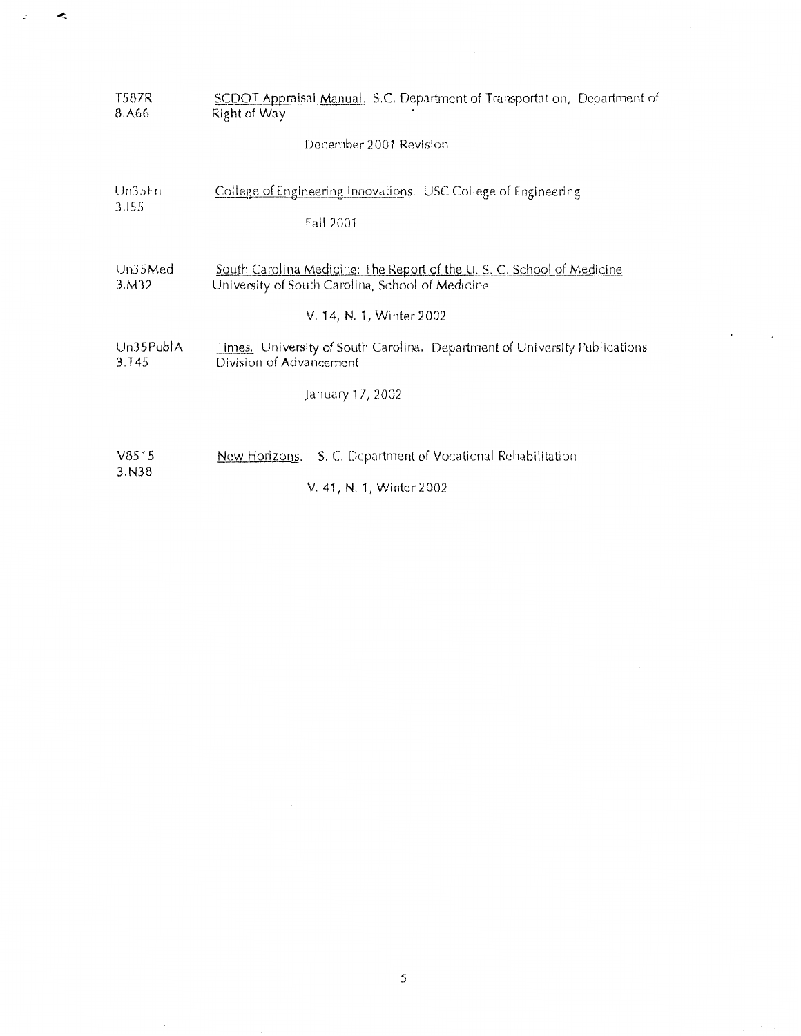T587R
8.A66

SCDOT Appraisal Manual. S.C. Department of Transportation, Department of Right of Way

December 2001 Revision

Un35En
3.I55

College of Engineering Innovations. USC College of Engineering

Fall 2001

Un35Med
3.M32

South Carolina Medicine: The Report of the U. S. C. School of Medicine
University of South Carolina, School of Medicine

V. 14, N. 1, Winter 2002

Un35PublA
3.T45

Times. University of South Carolina. Department of University Publications
Division of Advancement

January 17, 2002

V8515
3.N38

New Horizons. S. C. Department of Vocational Rehabilitation

V. 41, N. 1, Winter 2002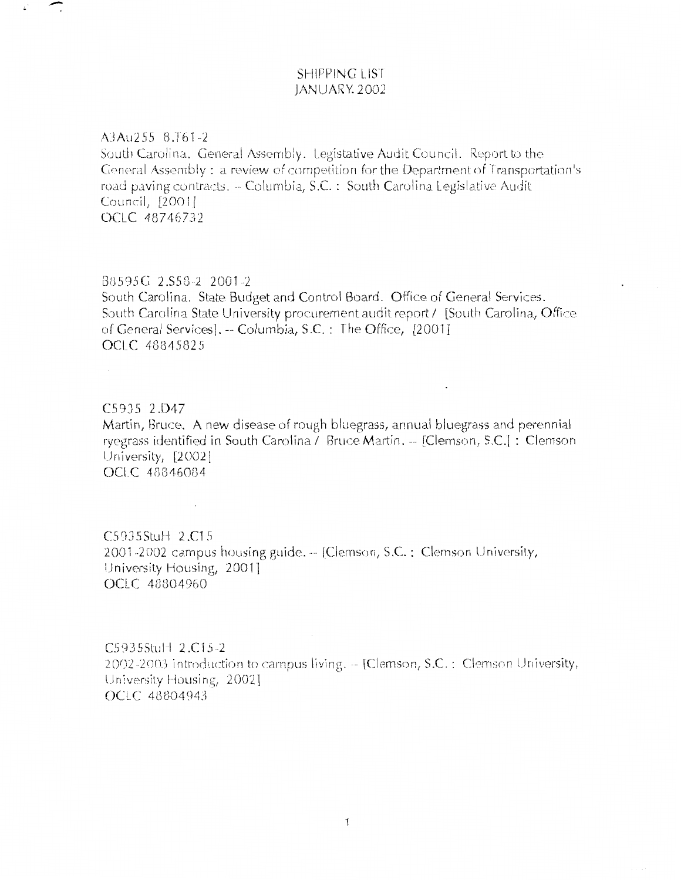# SHIPPING LIST
## JANUARY 2002

A3Au255 8.T61-2
South Carolina. General Assembly. Legislative Audit Council. Report to the General Assembly : a review of competition for the Department of Transportation's road paving contracts. -- Columbia, S.C. : South Carolina Legislative Audit Council, [2001]
OCLC 48746732

B8595G 2.S58-2 2001-2
South Carolina. State Budget and Control Board. Office of General Services. South Carolina State University procurement audit report / [South Carolina, Office of General Services]. -- Columbia, S.C. : The Office, [2001]
OCLC 48845825

C5935 2.D47
Martin, Bruce. A new disease of rough bluegrass, annual bluegrass and perennial ryegrass identified in South Carolina / Bruce Martin. -- [Clemson, S.C.] : Clemson University, [2002]
OCLC 48846084

C5935StuH 2.C15
2001-2002 campus housing guide. -- [Clemson, S.C. : Clemson University, University Housing, 2001]
OCLC 48804960

C5935StuH 2.C15-2
2002-2003 introduction to campus living. -- [Clemson, S.C. : Clemson University, University Housing, 2002]
OCLC 48804943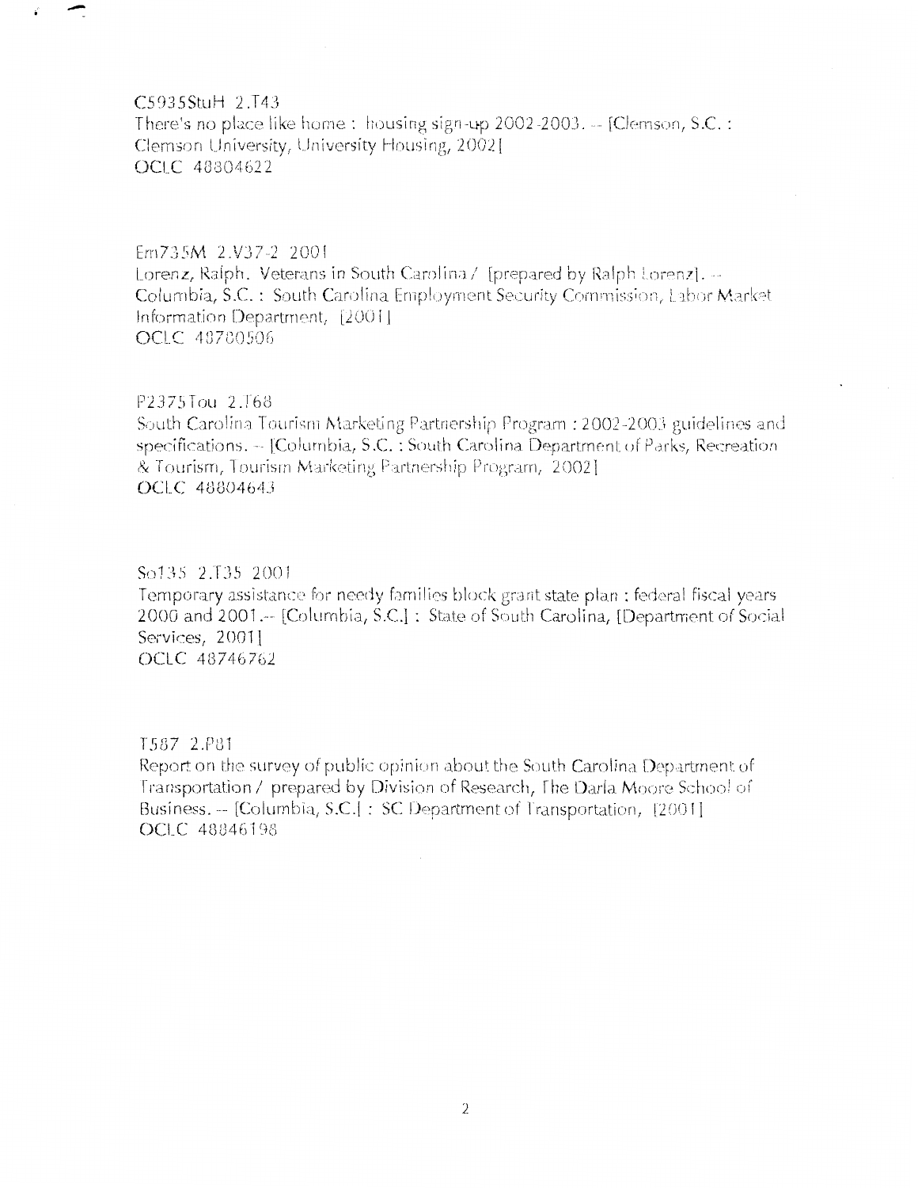C5935StuH 2.T43
There's no place like home : housing sign-up 2002-2003. -- [Clemson, S.C. : Clemson University, University Housing, 2002]
OCLC 48804622

Em735M 2.V37-2 2001
Lorenz, Ralph. Veterans in South Carolina / [prepared by Ralph Lorenz]. -- Columbia, S.C. : South Carolina Employment Security Commission, Labor Market Information Department, [2001]
OCLC 48780506

P2375Tou 2.T68
South Carolina Tourism Marketing Partnership Program : 2002-2003 guidelines and specifications. -- [Columbia, S.C. : South Carolina Department of Parks, Recreation & Tourism, Tourism Marketing Partnership Program, 2002]
OCLC 48804643

So135 2.T35 2001
Temporary assistance for needy families block grant state plan : federal fiscal years 2000 and 2001.-- [Columbia, S.C.] : State of South Carolina, [Department of Social Services, 2001]
OCLC 48746762

T587 2.P81
Report on the survey of public opinion about the South Carolina Department of Transportation / prepared by Division of Research, The Darla Moore School of Business. -- [Columbia, S.C.] : SC Department of Transportation, [2001]
OCLC 48846198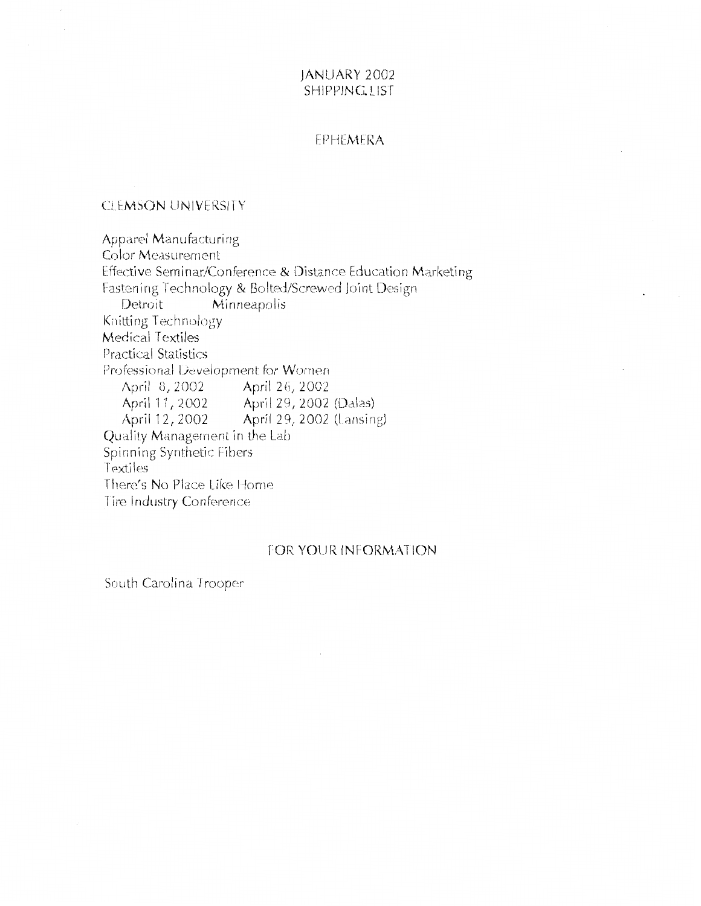# JANUARY 2002
# SHIPPING LIST

## EPHEMERA

### CLEMSON UNIVERSITY

Apparel Manufacturing
Color Measurement
Effective Seminar/Conference & Distance Education Marketing
Fastening Technology & Bolted/Screwed Joint Design
  Detroit  Minneapolis
Knitting Technology
Medical Textiles
Practical Statistics
Professional Development for Women
  April 8, 2002  April 26, 2002
  April 11, 2002  April 29, 2002 (Dalas)
  April 12, 2002  April 29, 2002 (Lansing)
Quality Management in the Lab
Spinning Synthetic Fibers
Textiles
There's No Place Like Home
Tire Industry Conference

## FOR YOUR INFORMATION

South Carolina Trooper